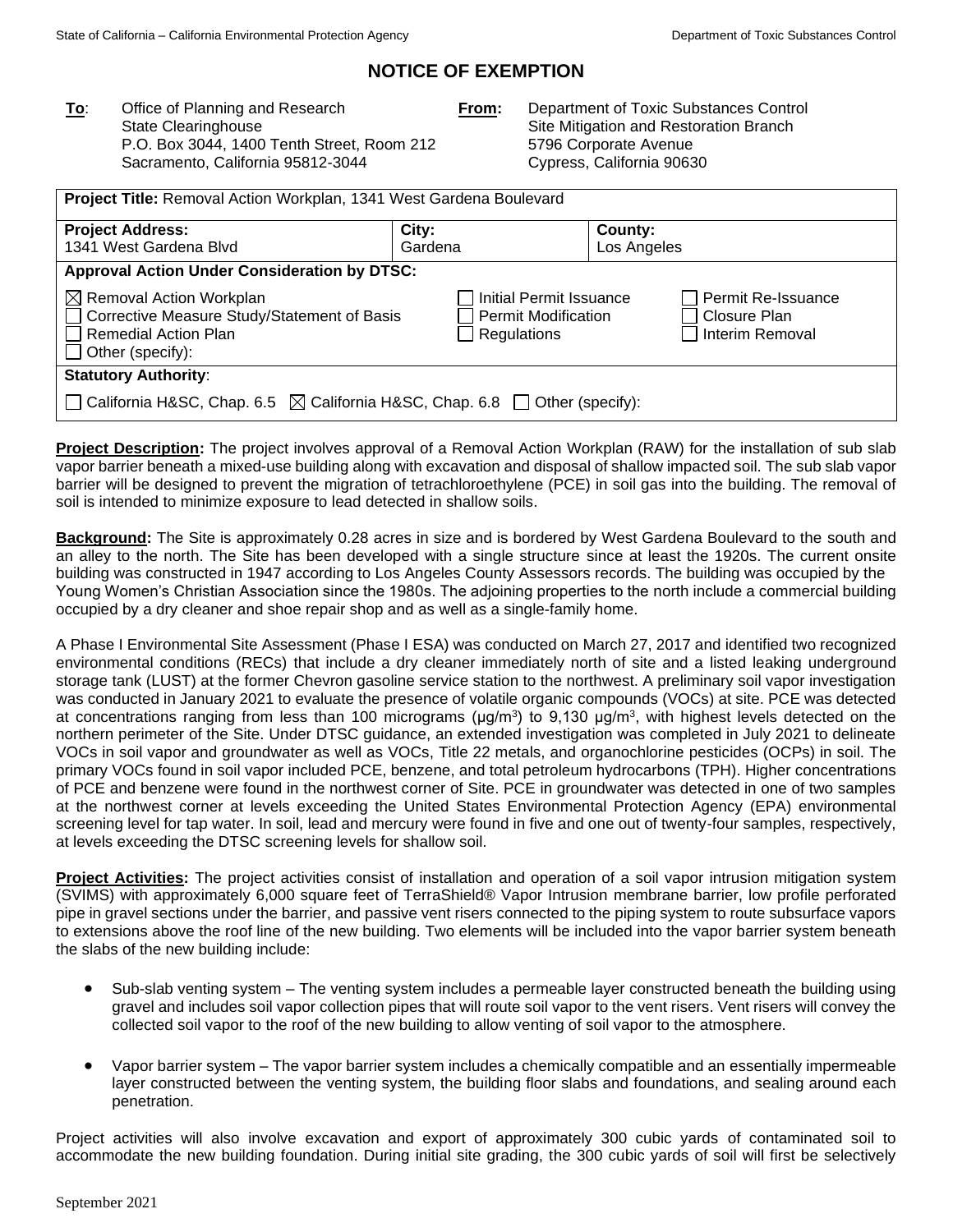# NOTICE OF EXEMPTION

**To**: Office of Planning and Research
State Clearinghouse
P.O. Box 3044, 1400 Tenth Street, Room 212
Sacramento, California 95812-3044

**From:** Department of Toxic Substances Control
Site Mitigation and Restoration Branch
5796 Corporate Avenue
Cypress, California 90630

| **Project Title:** Removal Action Workplan, 1341 West Gardena Boulevard | | |
|---|---|---|
| **Project Address:** 1341 West Gardena Blvd | **City:** Gardena | **County:** Los Angeles |
| **Approval Action Under Consideration by DTSC:** | | |
| ☒ Removal Action Workplan<br>☐ Corrective Measure Study/Statement of Basis<br>☐ Remedial Action Plan<br>☐ Other (specify): | ☐ Initial Permit Issuance<br>☐ Permit Modification<br>☐ Regulations | ☐ Permit Re-Issuance<br>☐ Closure Plan<br>☐ Interim Removal |
| **Statutory Authority**: | | |
| ☐ California H&SC, Chap. 6.5 ☒ California H&SC, Chap. 6.8 ☐ Other (specify): | | |

**Project Description:** The project involves approval of a Removal Action Workplan (RAW) for the installation of sub slab vapor barrier beneath a mixed-use building along with excavation and disposal of shallow impacted soil. The sub slab vapor barrier will be designed to prevent the migration of tetrachloroethylene (PCE) in soil gas into the building. The removal of soil is intended to minimize exposure to lead detected in shallow soils.

**Background:** The Site is approximately 0.28 acres in size and is bordered by West Gardena Boulevard to the south and an alley to the north. The Site has been developed with a single structure since at least the 1920s. The current onsite building was constructed in 1947 according to Los Angeles County Assessors records. The building was occupied by the Young Women's Christian Association since the 1980s. The adjoining properties to the north include a commercial building occupied by a dry cleaner and shoe repair shop and as well as a single-family home.

A Phase I Environmental Site Assessment (Phase I ESA) was conducted on March 27, 2017 and identified two recognized environmental conditions (RECs) that include a dry cleaner immediately north of site and a listed leaking underground storage tank (LUST) at the former Chevron gasoline service station to the northwest. A preliminary soil vapor investigation was conducted in January 2021 to evaluate the presence of volatile organic compounds (VOCs) at site. PCE was detected at concentrations ranging from less than 100 micrograms (μg/m$^3$) to 9,130 μg/m$^3$, with highest levels detected on the northern perimeter of the Site. Under DTSC guidance, an extended investigation was completed in July 2021 to delineate VOCs in soil vapor and groundwater as well as VOCs, Title 22 metals, and organochlorine pesticides (OCPs) in soil. The primary VOCs found in soil vapor included PCE, benzene, and total petroleum hydrocarbons (TPH). Higher concentrations of PCE and benzene were found in the northwest corner of Site. PCE in groundwater was detected in one of two samples at the northwest corner at levels exceeding the United States Environmental Protection Agency (EPA) environmental screening level for tap water. In soil, lead and mercury were found in five and one out of twenty-four samples, respectively, at levels exceeding the DTSC screening levels for shallow soil.

**Project Activities:** The project activities consist of installation and operation of a soil vapor intrusion mitigation system (SVIMS) with approximately 6,000 square feet of TerraShield® Vapor Intrusion membrane barrier, low profile perforated pipe in gravel sections under the barrier, and passive vent risers connected to the piping system to route subsurface vapors to extensions above the roof line of the new building. Two elements will be included into the vapor barrier system beneath the slabs of the new building include:

- Sub-slab venting system – The venting system includes a permeable layer constructed beneath the building using gravel and includes soil vapor collection pipes that will route soil vapor to the vent risers. Vent risers will convey the collected soil vapor to the roof of the new building to allow venting of soil vapor to the atmosphere.

- Vapor barrier system – The vapor barrier system includes a chemically compatible and an essentially impermeable layer constructed between the venting system, the building floor slabs and foundations, and sealing around each penetration.

Project activities will also involve excavation and export of approximately 300 cubic yards of contaminated soil to accommodate the new building foundation. During initial site grading, the 300 cubic yards of soil will first be selectively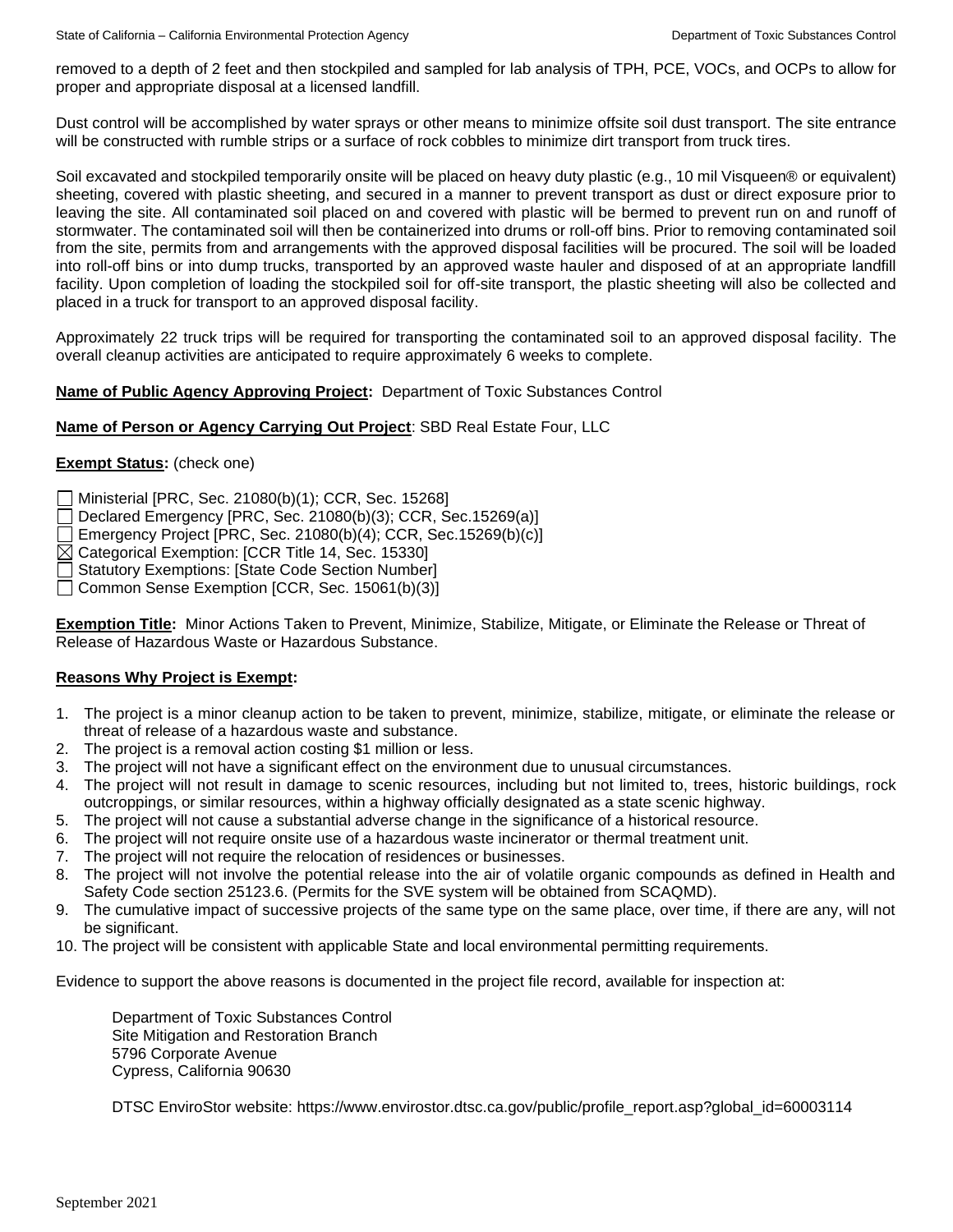removed to a depth of 2 feet and then stockpiled and sampled for lab analysis of TPH, PCE, VOCs, and OCPs to allow for proper and appropriate disposal at a licensed landfill.

Dust control will be accomplished by water sprays or other means to minimize offsite soil dust transport. The site entrance will be constructed with rumble strips or a surface of rock cobbles to minimize dirt transport from truck tires.

Soil excavated and stockpiled temporarily onsite will be placed on heavy duty plastic (e.g., 10 mil Visqueen® or equivalent) sheeting, covered with plastic sheeting, and secured in a manner to prevent transport as dust or direct exposure prior to leaving the site. All contaminated soil placed on and covered with plastic will be bermed to prevent run on and runoff of stormwater. The contaminated soil will then be containerized into drums or roll-off bins. Prior to removing contaminated soil from the site, permits from and arrangements with the approved disposal facilities will be procured. The soil will be loaded into roll-off bins or into dump trucks, transported by an approved waste hauler and disposed of at an appropriate landfill facility. Upon completion of loading the stockpiled soil for off-site transport, the plastic sheeting will also be collected and placed in a truck for transport to an approved disposal facility.

Approximately 22 truck trips will be required for transporting the contaminated soil to an approved disposal facility. The overall cleanup activities are anticipated to require approximately 6 weeks to complete.

**Name of Public Agency Approving Project:** Department of Toxic Substances Control

**Name of Person or Agency Carrying Out Project**: SBD Real Estate Four, LLC

**Exempt Status:** (check one)

- ☐ Ministerial [PRC, Sec. 21080(b)(1); CCR, Sec. 15268]
- ☐ Declared Emergency [PRC, Sec. 21080(b)(3); CCR, Sec.15269(a)]
- ☐ Emergency Project [PRC, Sec. 21080(b)(4); CCR, Sec.15269(b)(c)]
- ☒ Categorical Exemption: [CCR Title 14, Sec. 15330]
- ☐ Statutory Exemptions: [State Code Section Number]
- ☐ Common Sense Exemption [CCR, Sec. 15061(b)(3)]

**Exemption Title:** Minor Actions Taken to Prevent, Minimize, Stabilize, Mitigate, or Eliminate the Release or Threat of Release of Hazardous Waste or Hazardous Substance.

**Reasons Why Project is Exempt:**

1. The project is a minor cleanup action to be taken to prevent, minimize, stabilize, mitigate, or eliminate the release or threat of release of a hazardous waste and substance.
2. The project is a removal action costing $1 million or less.
3. The project will not have a significant effect on the environment due to unusual circumstances.
4. The project will not result in damage to scenic resources, including but not limited to, trees, historic buildings, rock outcroppings, or similar resources, within a highway officially designated as a state scenic highway.
5. The project will not cause a substantial adverse change in the significance of a historical resource.
6. The project will not require onsite use of a hazardous waste incinerator or thermal treatment unit.
7. The project will not require the relocation of residences or businesses.
8. The project will not involve the potential release into the air of volatile organic compounds as defined in Health and Safety Code section 25123.6. (Permits for the SVE system will be obtained from SCAQMD).
9. The cumulative impact of successive projects of the same type on the same place, over time, if there are any, will not be significant.
10. The project will be consistent with applicable State and local environmental permitting requirements.

Evidence to support the above reasons is documented in the project file record, available for inspection at:

Department of Toxic Substances Control
Site Mitigation and Restoration Branch
5796 Corporate Avenue
Cypress, California 90630

DTSC EnviroStor website: https://www.envirostor.dtsc.ca.gov/public/profile_report.asp?global_id=60003114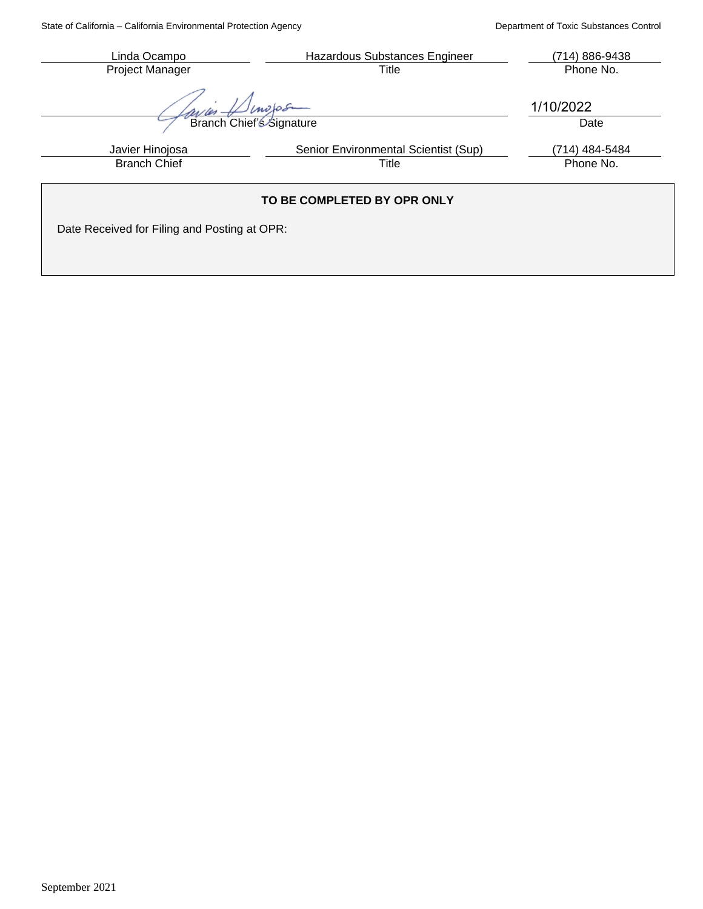| | | |
|---|---|---|
| Linda Ocampo | Hazardous Substances Engineer | (714) 886-9438 |
| Project Manager | Title | Phone No. |

| | |
|---|---|
| Javier Hinojosa | 1/10/2022 |
| Branch Chief's Signature | Date |

| | | |
|---|---|---|
| Javier Hinojosa | Senior Environmental Scientist (Sup) | (714) 484-5484 |
| Branch Chief | Title | Phone No. |

**TO BE COMPLETED BY OPR ONLY**

Date Received for Filing and Posting at OPR:

September 2021